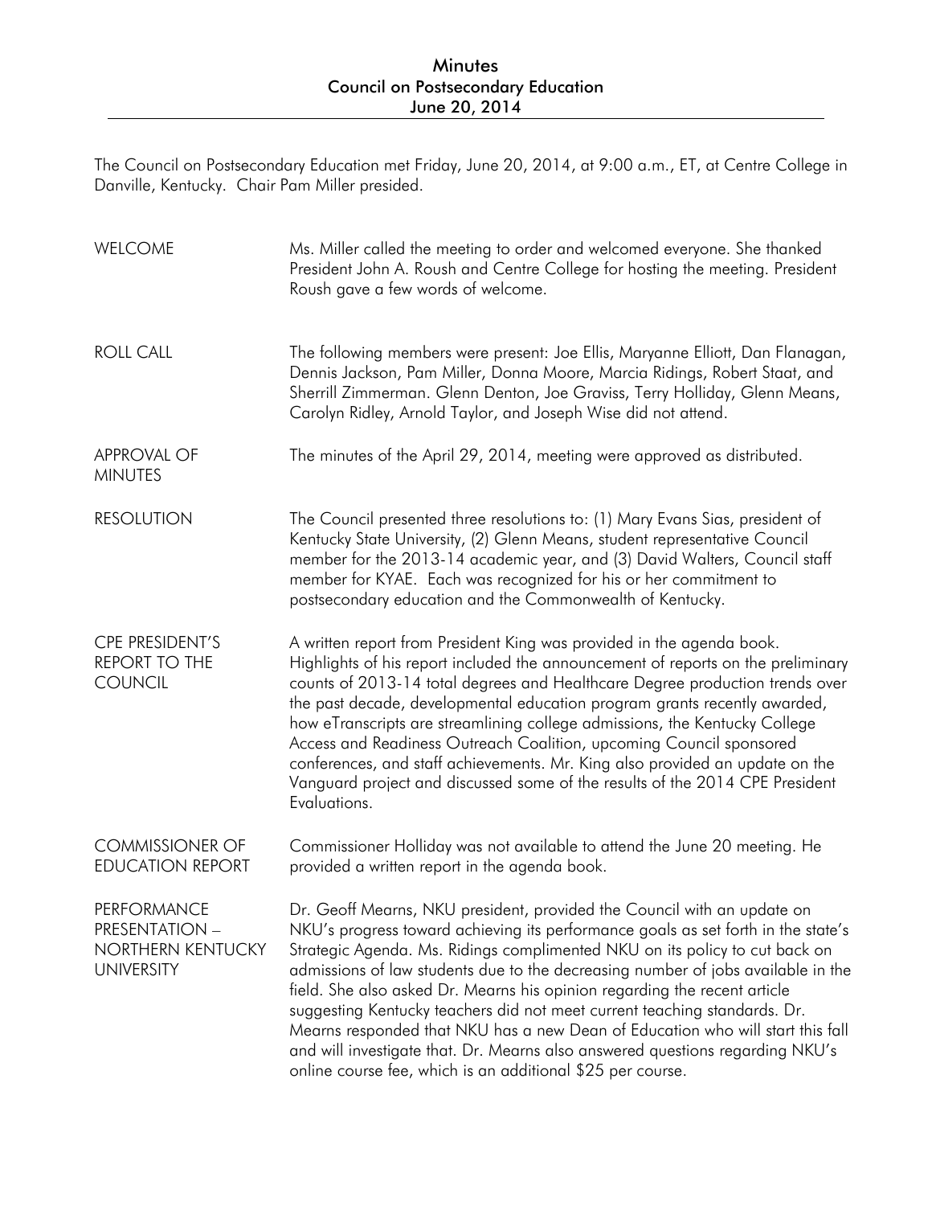# Minutes
## Council on Postsecondary Education
## June 20, 2014

The Council on Postsecondary Education met Friday, June 20, 2014, at 9:00 a.m., ET, at Centre College in Danville, Kentucky. Chair Pam Miller presided.

**WELCOME**

Ms. Miller called the meeting to order and welcomed everyone. She thanked President John A. Roush and Centre College for hosting the meeting. President Roush gave a few words of welcome.

**ROLL CALL**

The following members were present: Joe Ellis, Maryanne Elliott, Dan Flanagan, Dennis Jackson, Pam Miller, Donna Moore, Marcia Ridings, Robert Staat, and Sherrill Zimmerman. Glenn Denton, Joe Graviss, Terry Holliday, Glenn Means, Carolyn Ridley, Arnold Taylor, and Joseph Wise did not attend.

**APPROVAL OF MINUTES**

The minutes of the April 29, 2014, meeting were approved as distributed.

**RESOLUTION**

The Council presented three resolutions to: (1) Mary Evans Sias, president of Kentucky State University, (2) Glenn Means, student representative Council member for the 2013-14 academic year, and (3) David Walters, Council staff member for KYAE. Each was recognized for his or her commitment to postsecondary education and the Commonwealth of Kentucky.

**CPE PRESIDENT'S REPORT TO THE COUNCIL**

A written report from President King was provided in the agenda book. Highlights of his report included the announcement of reports on the preliminary counts of 2013-14 total degrees and Healthcare Degree production trends over the past decade, developmental education program grants recently awarded, how eTranscripts are streamlining college admissions, the Kentucky College Access and Readiness Outreach Coalition, upcoming Council sponsored conferences, and staff achievements. Mr. King also provided an update on the Vanguard project and discussed some of the results of the 2014 CPE President Evaluations.

**COMMISSIONER OF EDUCATION REPORT**

Commissioner Holliday was not available to attend the June 20 meeting. He provided a written report in the agenda book.

**PERFORMANCE PRESENTATION – NORTHERN KENTUCKY UNIVERSITY**

Dr. Geoff Mearns, NKU president, provided the Council with an update on NKU's progress toward achieving its performance goals as set forth in the state's Strategic Agenda. Ms. Ridings complimented NKU on its policy to cut back on admissions of law students due to the decreasing number of jobs available in the field. She also asked Dr. Mearns his opinion regarding the recent article suggesting Kentucky teachers did not meet current teaching standards. Dr. Mearns responded that NKU has a new Dean of Education who will start this fall and will investigate that. Dr. Mearns also answered questions regarding NKU's online course fee, which is an additional $25 per course.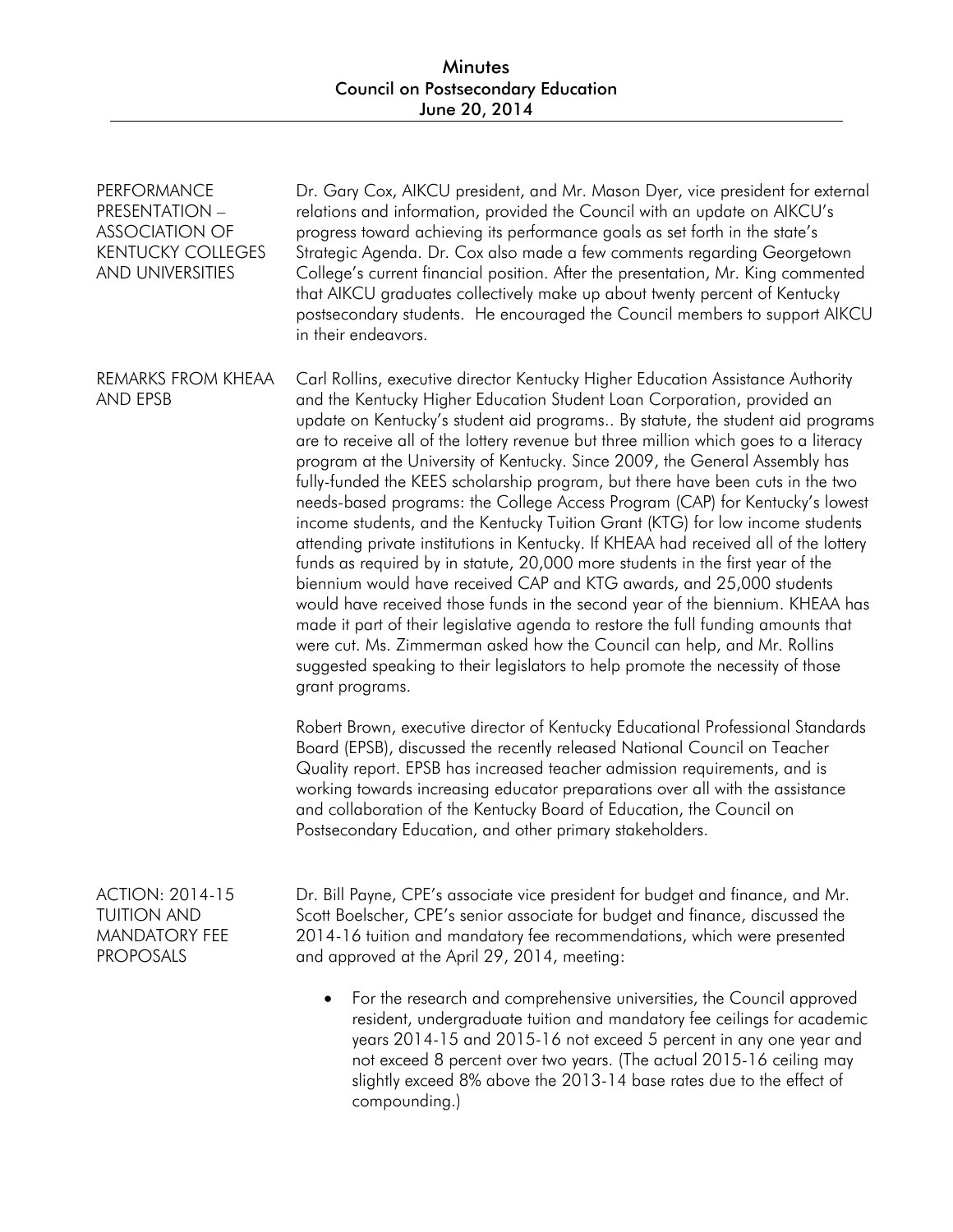**PERFORMANCE PRESENTATION – ASSOCIATION OF KENTUCKY COLLEGES AND UNIVERSITIES**

Dr. Gary Cox, AIKCU president, and Mr. Mason Dyer, vice president for external relations and information, provided the Council with an update on AIKCU's progress toward achieving its performance goals as set forth in the state's Strategic Agenda. Dr. Cox also made a few comments regarding Georgetown College's current financial position. After the presentation, Mr. King commented that AIKCU graduates collectively make up about twenty percent of Kentucky postsecondary students. He encouraged the Council members to support AIKCU in their endeavors.

**REMARKS FROM KHEAA AND EPSB**

Carl Rollins, executive director Kentucky Higher Education Assistance Authority and the Kentucky Higher Education Student Loan Corporation, provided an update on Kentucky's student aid programs.. By statute, the student aid programs are to receive all of the lottery revenue but three million which goes to a literacy program at the University of Kentucky. Since 2009, the General Assembly has fully-funded the KEES scholarship program, but there have been cuts in the two needs-based programs: the College Access Program (CAP) for Kentucky's lowest income students, and the Kentucky Tuition Grant (KTG) for low income students attending private institutions in Kentucky. If KHEAA had received all of the lottery funds as required by in statute, 20,000 more students in the first year of the biennium would have received CAP and KTG awards, and 25,000 students would have received those funds in the second year of the biennium. KHEAA has made it part of their legislative agenda to restore the full funding amounts that were cut. Ms. Zimmerman asked how the Council can help, and Mr. Rollins suggested speaking to their legislators to help promote the necessity of those grant programs.

Robert Brown, executive director of Kentucky Educational Professional Standards Board (EPSB), discussed the recently released National Council on Teacher Quality report. EPSB has increased teacher admission requirements, and is working towards increasing educator preparations over all with the assistance and collaboration of the Kentucky Board of Education, the Council on Postsecondary Education, and other primary stakeholders.

**ACTION: 2014-15 TUITION AND MANDATORY FEE PROPOSALS**

Dr. Bill Payne, CPE's associate vice president for budget and finance, and Mr. Scott Boelscher, CPE's senior associate for budget and finance, discussed the 2014-16 tuition and mandatory fee recommendations, which were presented and approved at the April 29, 2014, meeting:

- For the research and comprehensive universities, the Council approved resident, undergraduate tuition and mandatory fee ceilings for academic years 2014-15 and 2015-16 not exceed 5 percent in any one year and not exceed 8 percent over two years. (The actual 2015-16 ceiling may slightly exceed 8% above the 2013-14 base rates due to the effect of compounding.)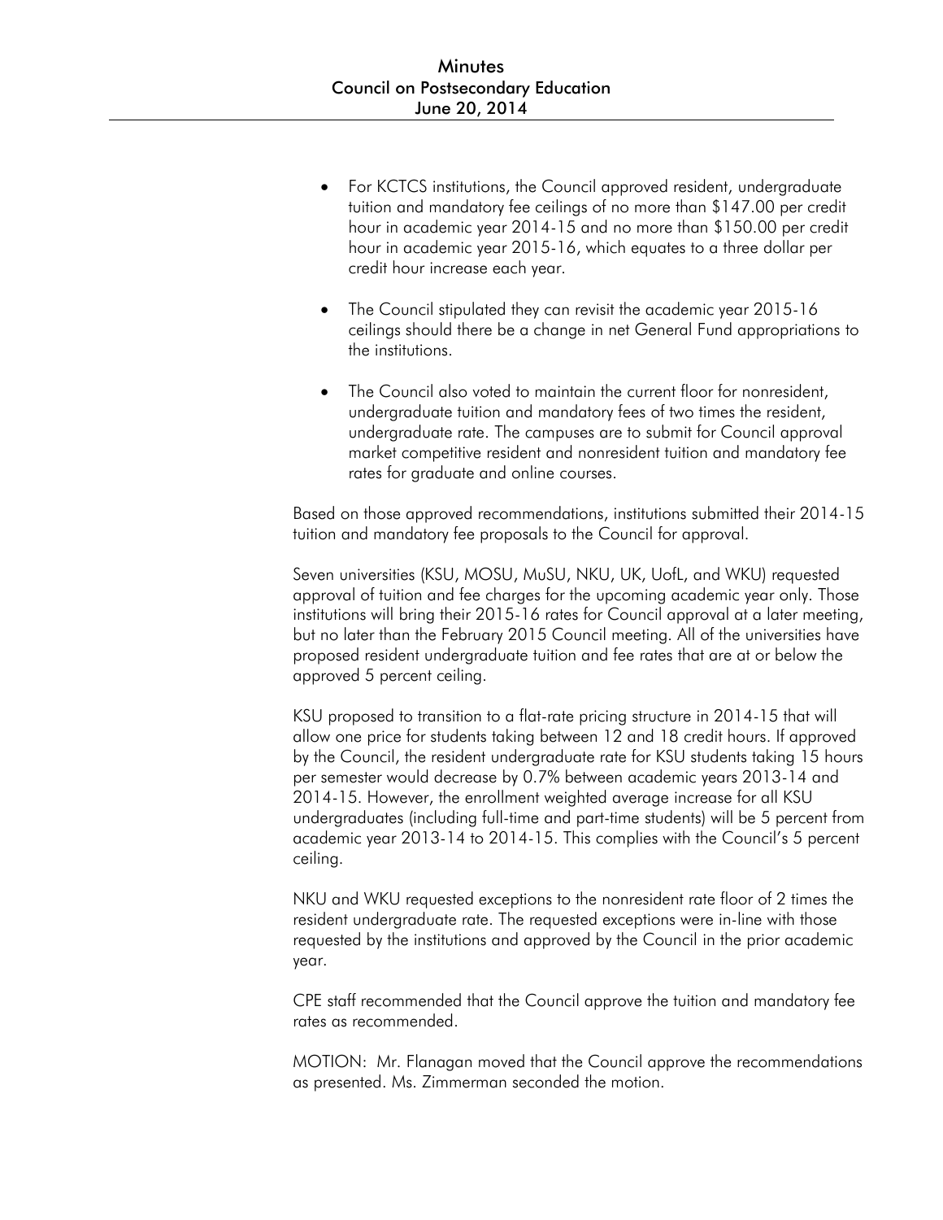- For KCTCS institutions, the Council approved resident, undergraduate tuition and mandatory fee ceilings of no more than $147.00 per credit hour in academic year 2014-15 and no more than $150.00 per credit hour in academic year 2015-16, which equates to a three dollar per credit hour increase each year.

- The Council stipulated they can revisit the academic year 2015-16 ceilings should there be a change in net General Fund appropriations to the institutions.

- The Council also voted to maintain the current floor for nonresident, undergraduate tuition and mandatory fees of two times the resident, undergraduate rate. The campuses are to submit for Council approval market competitive resident and nonresident tuition and mandatory fee rates for graduate and online courses.

Based on those approved recommendations, institutions submitted their 2014-15 tuition and mandatory fee proposals to the Council for approval.

Seven universities (KSU, MOSU, MuSU, NKU, UK, UofL, and WKU) requested approval of tuition and fee charges for the upcoming academic year only. Those institutions will bring their 2015-16 rates for Council approval at a later meeting, but no later than the February 2015 Council meeting. All of the universities have proposed resident undergraduate tuition and fee rates that are at or below the approved 5 percent ceiling.

KSU proposed to transition to a flat-rate pricing structure in 2014-15 that will allow one price for students taking between 12 and 18 credit hours. If approved by the Council, the resident undergraduate rate for KSU students taking 15 hours per semester would decrease by 0.7% between academic years 2013-14 and 2014-15. However, the enrollment weighted average increase for all KSU undergraduates (including full-time and part-time students) will be 5 percent from academic year 2013-14 to 2014-15. This complies with the Council's 5 percent ceiling.

NKU and WKU requested exceptions to the nonresident rate floor of 2 times the resident undergraduate rate. The requested exceptions were in-line with those requested by the institutions and approved by the Council in the prior academic year.

CPE staff recommended that the Council approve the tuition and mandatory fee rates as recommended.

MOTION: Mr. Flanagan moved that the Council approve the recommendations as presented. Ms. Zimmerman seconded the motion.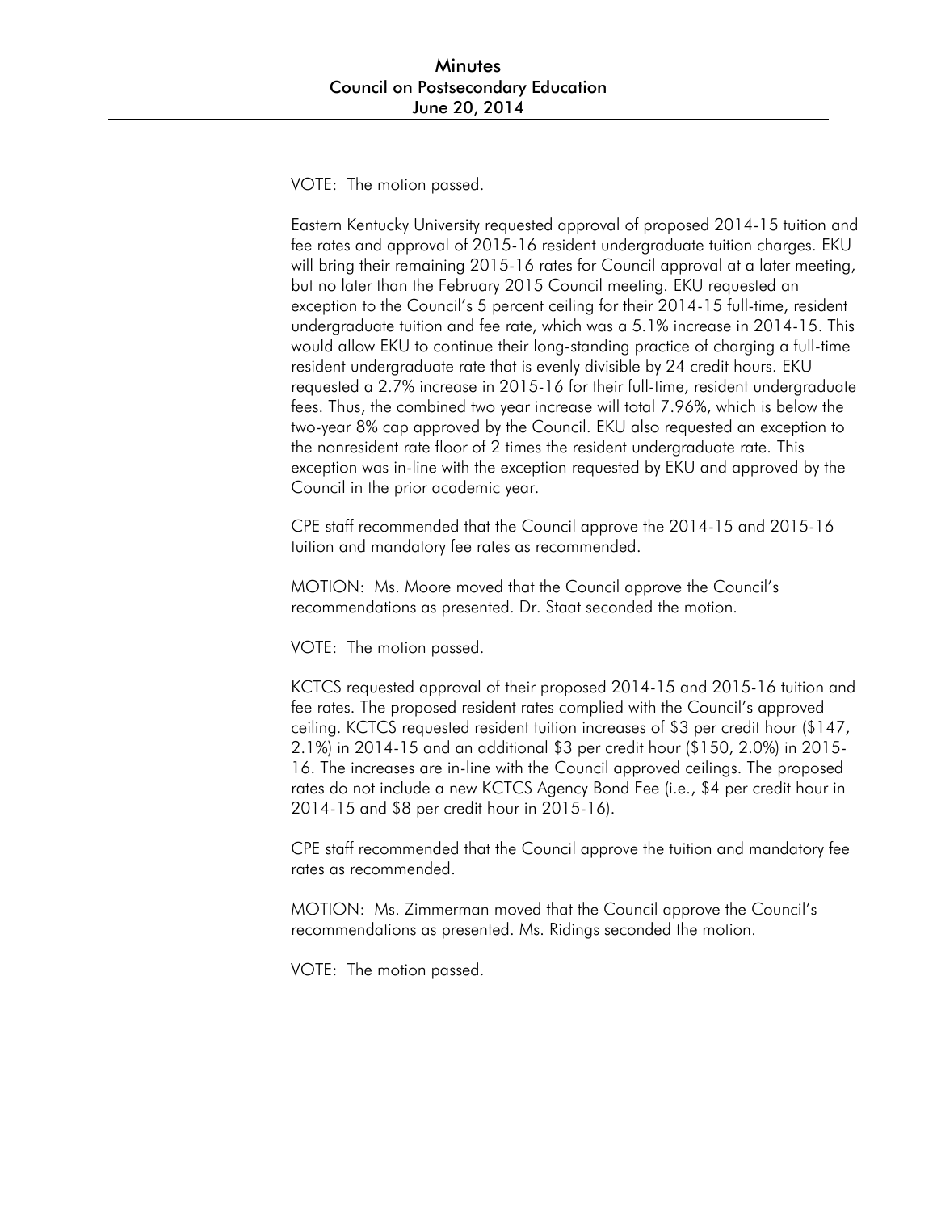VOTE: The motion passed.

Eastern Kentucky University requested approval of proposed 2014-15 tuition and fee rates and approval of 2015-16 resident undergraduate tuition charges. EKU will bring their remaining 2015-16 rates for Council approval at a later meeting, but no later than the February 2015 Council meeting. EKU requested an exception to the Council's 5 percent ceiling for their 2014-15 full-time, resident undergraduate tuition and fee rate, which was a 5.1% increase in 2014-15. This would allow EKU to continue their long-standing practice of charging a full-time resident undergraduate rate that is evenly divisible by 24 credit hours. EKU requested a 2.7% increase in 2015-16 for their full-time, resident undergraduate fees. Thus, the combined two year increase will total 7.96%, which is below the two-year 8% cap approved by the Council. EKU also requested an exception to the nonresident rate floor of 2 times the resident undergraduate rate. This exception was in-line with the exception requested by EKU and approved by the Council in the prior academic year.

CPE staff recommended that the Council approve the 2014-15 and 2015-16 tuition and mandatory fee rates as recommended.

MOTION: Ms. Moore moved that the Council approve the Council's recommendations as presented. Dr. Staat seconded the motion.

VOTE: The motion passed.

KCTCS requested approval of their proposed 2014-15 and 2015-16 tuition and fee rates. The proposed resident rates complied with the Council's approved ceiling. KCTCS requested resident tuition increases of $3 per credit hour ($147, 2.1%) in 2014-15 and an additional $3 per credit hour ($150, 2.0%) in 2015-16. The increases are in-line with the Council approved ceilings. The proposed rates do not include a new KCTCS Agency Bond Fee (i.e., $4 per credit hour in 2014-15 and $8 per credit hour in 2015-16).

CPE staff recommended that the Council approve the tuition and mandatory fee rates as recommended.

MOTION: Ms. Zimmerman moved that the Council approve the Council's recommendations as presented. Ms. Ridings seconded the motion.

VOTE: The motion passed.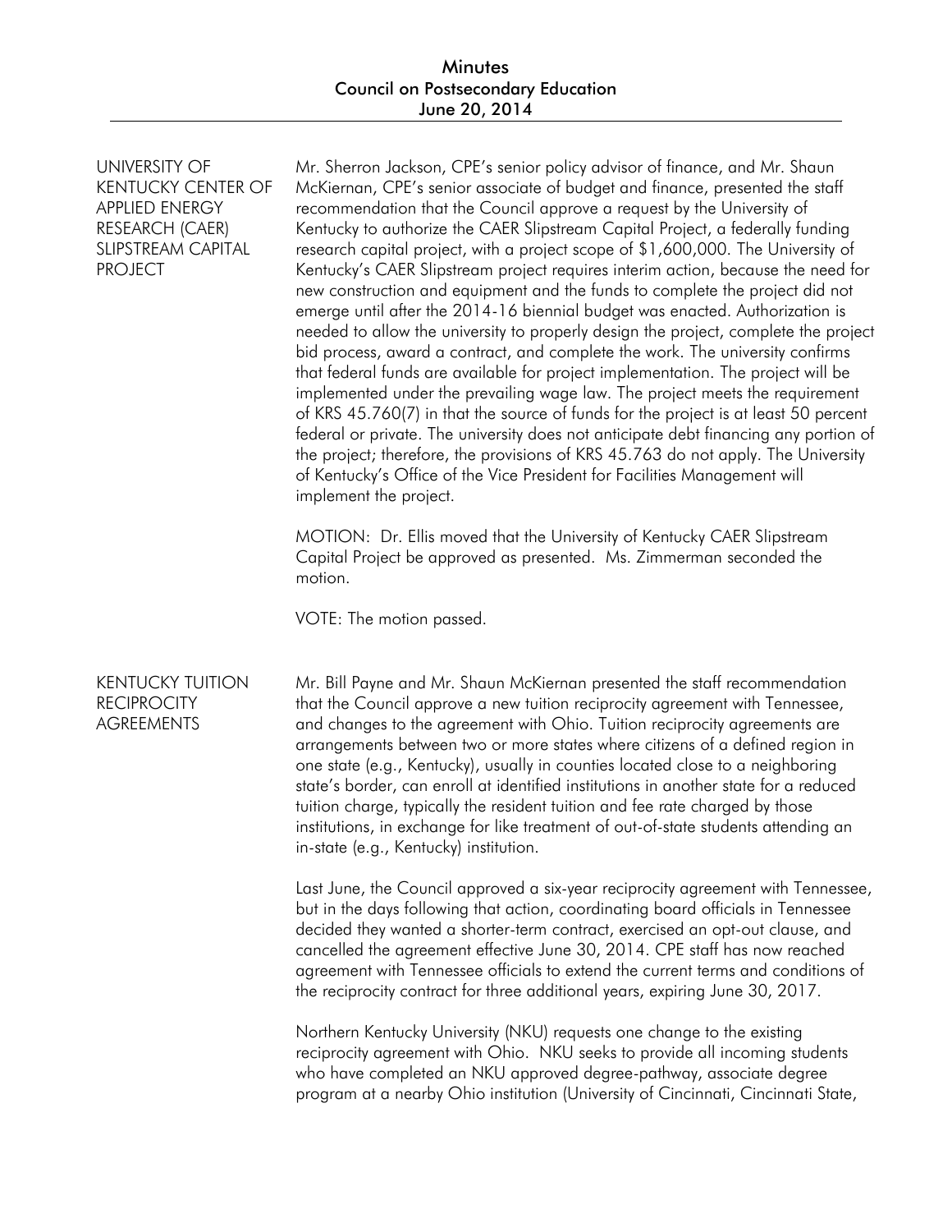## UNIVERSITY OF KENTUCKY CENTER OF APPLIED ENERGY RESEARCH (CAER) SLIPSTREAM CAPITAL PROJECT

Mr. Sherron Jackson, CPE's senior policy advisor of finance, and Mr. Shaun McKiernan, CPE's senior associate of budget and finance, presented the staff recommendation that the Council approve a request by the University of Kentucky to authorize the CAER Slipstream Capital Project, a federally funding research capital project, with a project scope of $1,600,000. The University of Kentucky's CAER Slipstream project requires interim action, because the need for new construction and equipment and the funds to complete the project did not emerge until after the 2014-16 biennial budget was enacted. Authorization is needed to allow the university to properly design the project, complete the project bid process, award a contract, and complete the work. The university confirms that federal funds are available for project implementation. The project will be implemented under the prevailing wage law. The project meets the requirement of KRS 45.760(7) in that the source of funds for the project is at least 50 percent federal or private. The university does not anticipate debt financing any portion of the project; therefore, the provisions of KRS 45.763 do not apply. The University of Kentucky's Office of the Vice President for Facilities Management will implement the project.

MOTION: Dr. Ellis moved that the University of Kentucky CAER Slipstream Capital Project be approved as presented. Ms. Zimmerman seconded the motion.

VOTE: The motion passed.

## KENTUCKY TUITION RECIPROCITY AGREEMENTS

Mr. Bill Payne and Mr. Shaun McKiernan presented the staff recommendation that the Council approve a new tuition reciprocity agreement with Tennessee, and changes to the agreement with Ohio. Tuition reciprocity agreements are arrangements between two or more states where citizens of a defined region in one state (e.g., Kentucky), usually in counties located close to a neighboring state's border, can enroll at identified institutions in another state for a reduced tuition charge, typically the resident tuition and fee rate charged by those institutions, in exchange for like treatment of out-of-state students attending an in-state (e.g., Kentucky) institution.

Last June, the Council approved a six-year reciprocity agreement with Tennessee, but in the days following that action, coordinating board officials in Tennessee decided they wanted a shorter-term contract, exercised an opt-out clause, and cancelled the agreement effective June 30, 2014. CPE staff has now reached agreement with Tennessee officials to extend the current terms and conditions of the reciprocity contract for three additional years, expiring June 30, 2017.

Northern Kentucky University (NKU) requests one change to the existing reciprocity agreement with Ohio. NKU seeks to provide all incoming students who have completed an NKU approved degree-pathway, associate degree program at a nearby Ohio institution (University of Cincinnati, Cincinnati State,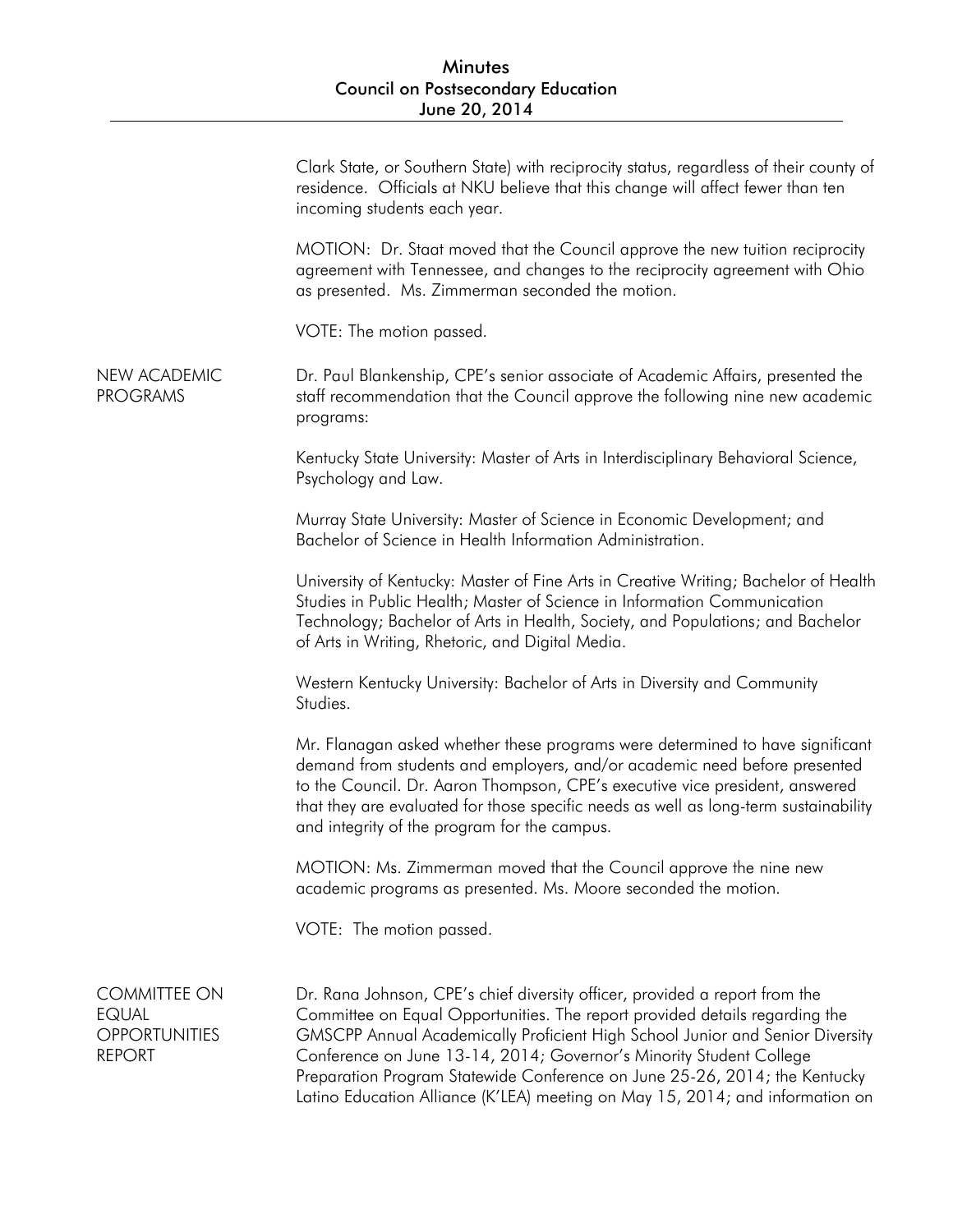Clark State, or Southern State) with reciprocity status, regardless of their county of residence. Officials at NKU believe that this change will affect fewer than ten incoming students each year.

MOTION: Dr. Staat moved that the Council approve the new tuition reciprocity agreement with Tennessee, and changes to the reciprocity agreement with Ohio as presented. Ms. Zimmerman seconded the motion.

VOTE: The motion passed.

## NEW ACADEMIC PROGRAMS

Dr. Paul Blankenship, CPE's senior associate of Academic Affairs, presented the staff recommendation that the Council approve the following nine new academic programs:

Kentucky State University: Master of Arts in Interdisciplinary Behavioral Science, Psychology and Law.

Murray State University: Master of Science in Economic Development; and Bachelor of Science in Health Information Administration.

University of Kentucky: Master of Fine Arts in Creative Writing; Bachelor of Health Studies in Public Health; Master of Science in Information Communication Technology; Bachelor of Arts in Health, Society, and Populations; and Bachelor of Arts in Writing, Rhetoric, and Digital Media.

Western Kentucky University: Bachelor of Arts in Diversity and Community Studies.

Mr. Flanagan asked whether these programs were determined to have significant demand from students and employers, and/or academic need before presented to the Council. Dr. Aaron Thompson, CPE's executive vice president, answered that they are evaluated for those specific needs as well as long-term sustainability and integrity of the program for the campus.

MOTION: Ms. Zimmerman moved that the Council approve the nine new academic programs as presented. Ms. Moore seconded the motion.

VOTE: The motion passed.

## COMMITTEE ON EQUAL OPPORTUNITIES REPORT

Dr. Rana Johnson, CPE's chief diversity officer, provided a report from the Committee on Equal Opportunities. The report provided details regarding the GMSCPP Annual Academically Proficient High School Junior and Senior Diversity Conference on June 13-14, 2014; Governor's Minority Student College Preparation Program Statewide Conference on June 25-26, 2014; the Kentucky Latino Education Alliance (K'LEA) meeting on May 15, 2014; and information on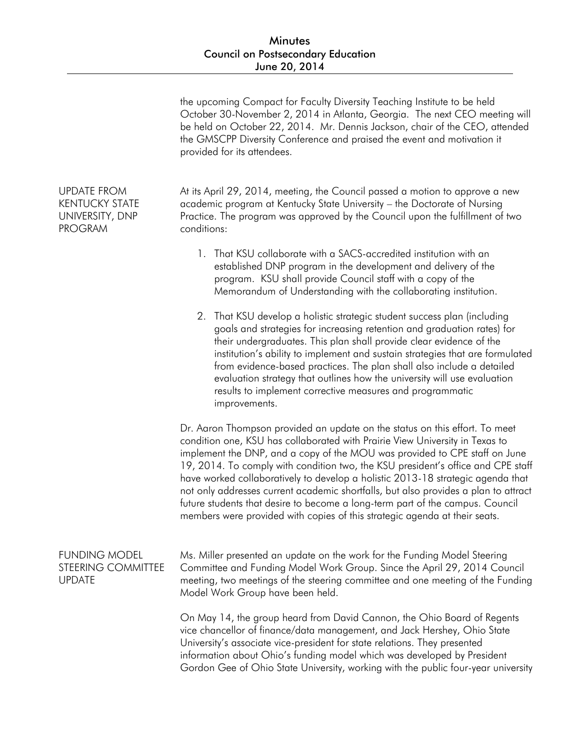the upcoming Compact for Faculty Diversity Teaching Institute to be held October 30-November 2, 2014 in Atlanta, Georgia. The next CEO meeting will be held on October 22, 2014. Mr. Dennis Jackson, chair of the CEO, attended the GMSCPP Diversity Conference and praised the event and motivation it provided for its attendees.

## UPDATE FROM KENTUCKY STATE UNIVERSITY, DNP PROGRAM

At its April 29, 2014, meeting, the Council passed a motion to approve a new academic program at Kentucky State University – the Doctorate of Nursing Practice. The program was approved by the Council upon the fulfillment of two conditions:

1. That KSU collaborate with a SACS-accredited institution with an established DNP program in the development and delivery of the program. KSU shall provide Council staff with a copy of the Memorandum of Understanding with the collaborating institution.

2. That KSU develop a holistic strategic student success plan (including goals and strategies for increasing retention and graduation rates) for their undergraduates. This plan shall provide clear evidence of the institution's ability to implement and sustain strategies that are formulated from evidence-based practices. The plan shall also include a detailed evaluation strategy that outlines how the university will use evaluation results to implement corrective measures and programmatic improvements.

Dr. Aaron Thompson provided an update on the status on this effort. To meet condition one, KSU has collaborated with Prairie View University in Texas to implement the DNP, and a copy of the MOU was provided to CPE staff on June 19, 2014. To comply with condition two, the KSU president's office and CPE staff have worked collaboratively to develop a holistic 2013-18 strategic agenda that not only addresses current academic shortfalls, but also provides a plan to attract future students that desire to become a long-term part of the campus. Council members were provided with copies of this strategic agenda at their seats.

## FUNDING MODEL STEERING COMMITTEE UPDATE

Ms. Miller presented an update on the work for the Funding Model Steering Committee and Funding Model Work Group. Since the April 29, 2014 Council meeting, two meetings of the steering committee and one meeting of the Funding Model Work Group have been held.

On May 14, the group heard from David Cannon, the Ohio Board of Regents vice chancellor of finance/data management, and Jack Hershey, Ohio State University's associate vice-president for state relations. They presented information about Ohio's funding model which was developed by President Gordon Gee of Ohio State University, working with the public four-year university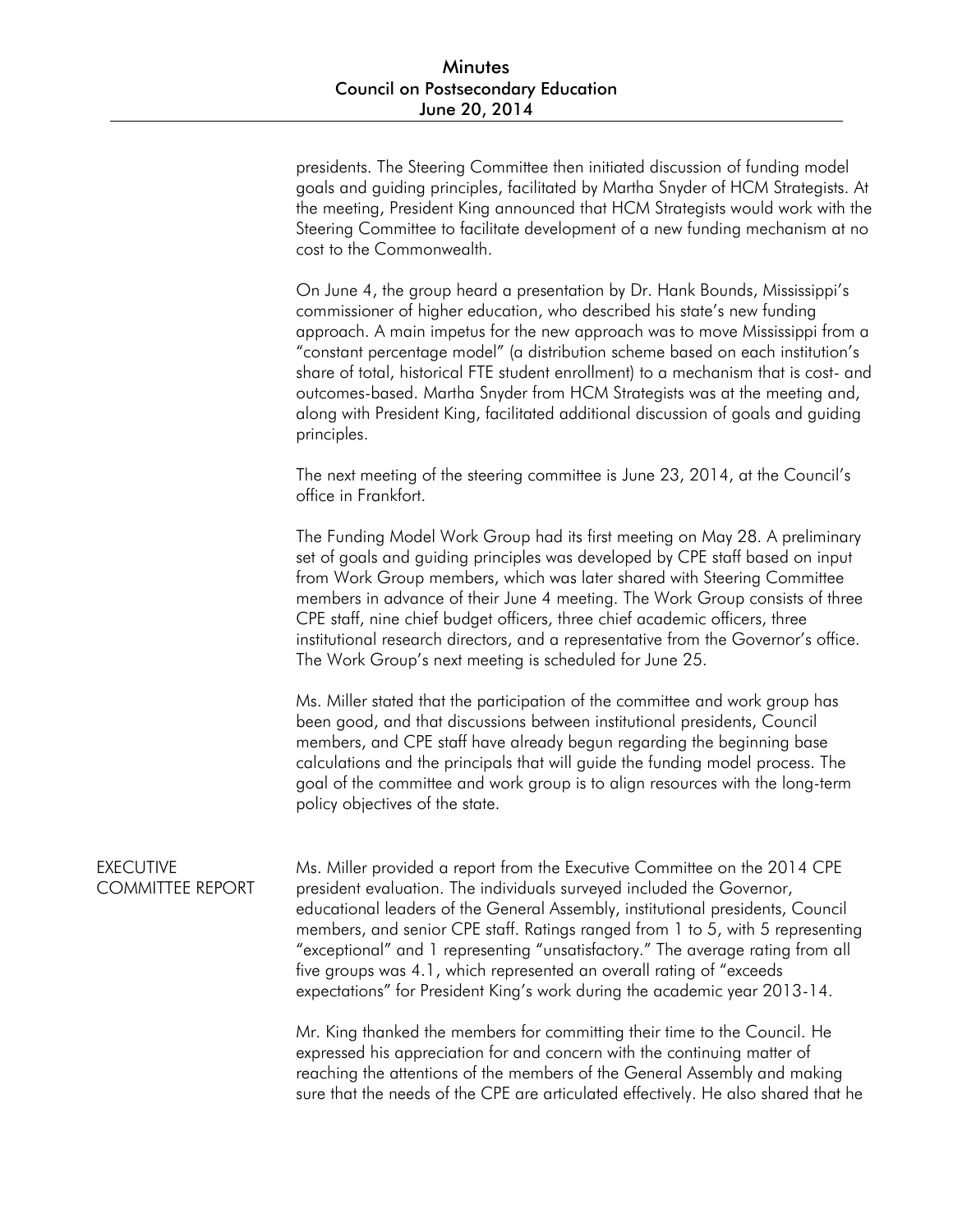presidents. The Steering Committee then initiated discussion of funding model goals and guiding principles, facilitated by Martha Snyder of HCM Strategists. At the meeting, President King announced that HCM Strategists would work with the Steering Committee to facilitate development of a new funding mechanism at no cost to the Commonwealth.

On June 4, the group heard a presentation by Dr. Hank Bounds, Mississippi's commissioner of higher education, who described his state's new funding approach. A main impetus for the new approach was to move Mississippi from a "constant percentage model" (a distribution scheme based on each institution's share of total, historical FTE student enrollment) to a mechanism that is cost- and outcomes-based. Martha Snyder from HCM Strategists was at the meeting and, along with President King, facilitated additional discussion of goals and guiding principles.

The next meeting of the steering committee is June 23, 2014, at the Council's office in Frankfort.

The Funding Model Work Group had its first meeting on May 28. A preliminary set of goals and guiding principles was developed by CPE staff based on input from Work Group members, which was later shared with Steering Committee members in advance of their June 4 meeting. The Work Group consists of three CPE staff, nine chief budget officers, three chief academic officers, three institutional research directors, and a representative from the Governor's office. The Work Group's next meeting is scheduled for June 25.

Ms. Miller stated that the participation of the committee and work group has been good, and that discussions between institutional presidents, Council members, and CPE staff have already begun regarding the beginning base calculations and the principals that will guide the funding model process. The goal of the committee and work group is to align resources with the long-term policy objectives of the state.

## EXECUTIVE COMMITTEE REPORT

Ms. Miller provided a report from the Executive Committee on the 2014 CPE president evaluation. The individuals surveyed included the Governor, educational leaders of the General Assembly, institutional presidents, Council members, and senior CPE staff. Ratings ranged from 1 to 5, with 5 representing "exceptional" and 1 representing "unsatisfactory." The average rating from all five groups was 4.1, which represented an overall rating of "exceeds expectations" for President King's work during the academic year 2013-14.

Mr. King thanked the members for committing their time to the Council. He expressed his appreciation for and concern with the continuing matter of reaching the attentions of the members of the General Assembly and making sure that the needs of the CPE are articulated effectively. He also shared that he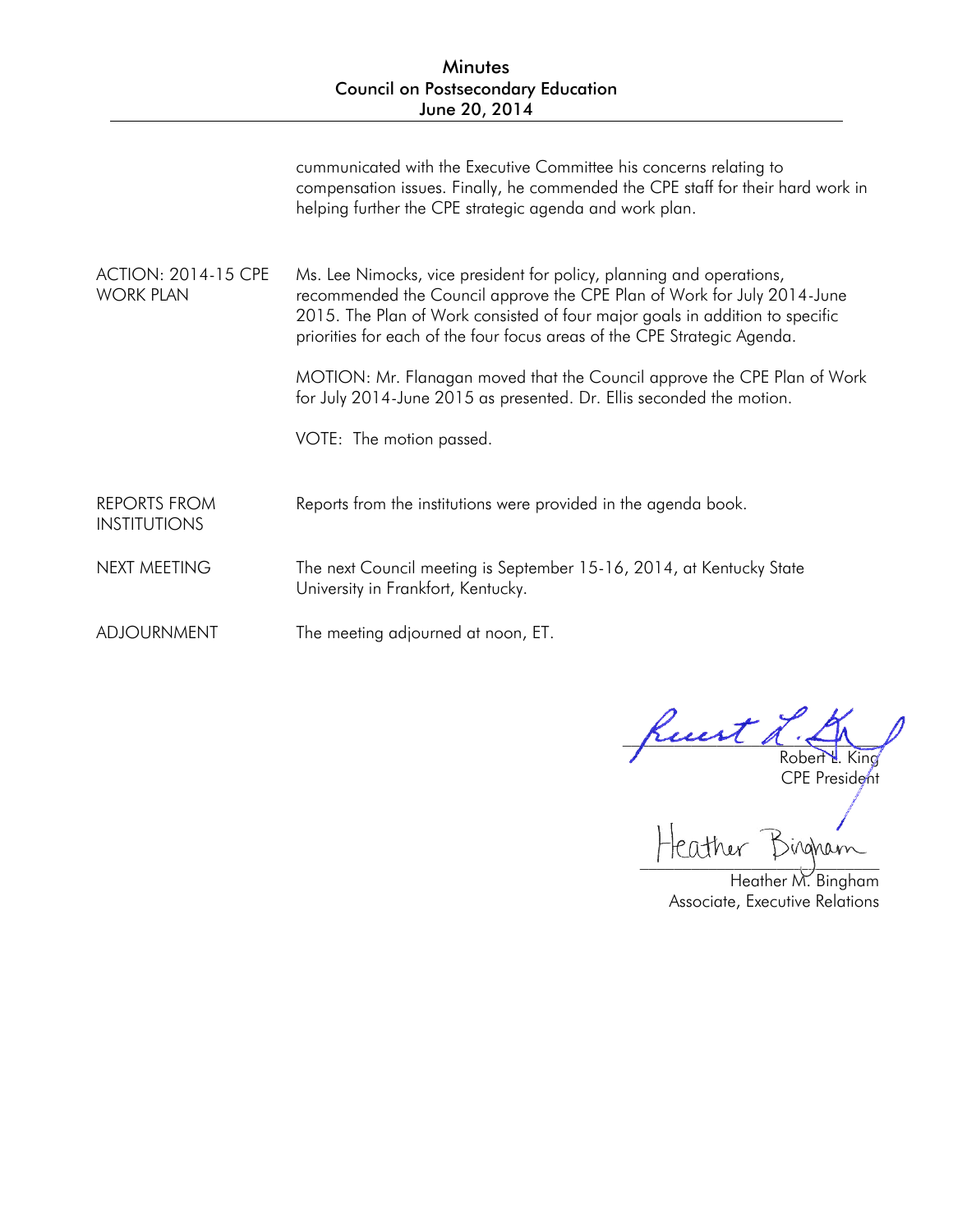cummunicated with the Executive Committee his concerns relating to compensation issues. Finally, he commended the CPE staff for their hard work in helping further the CPE strategic agenda and work plan.

**ACTION: 2014-15 CPE WORK PLAN**

Ms. Lee Nimocks, vice president for policy, planning and operations, recommended the Council approve the CPE Plan of Work for July 2014-June 2015. The Plan of Work consisted of four major goals in addition to specific priorities for each of the four focus areas of the CPE Strategic Agenda.

MOTION: Mr. Flanagan moved that the Council approve the CPE Plan of Work for July 2014-June 2015 as presented. Dr. Ellis seconded the motion.

VOTE: The motion passed.

**REPORTS FROM INSTITUTIONS**

Reports from the institutions were provided in the agenda book.

**NEXT MEETING**

The next Council meeting is September 15-16, 2014, at Kentucky State University in Frankfort, Kentucky.

**ADJOURNMENT**

The meeting adjourned at noon, ET.

Robert L. King
CPE President

Heather M. Bingham
Associate, Executive Relations